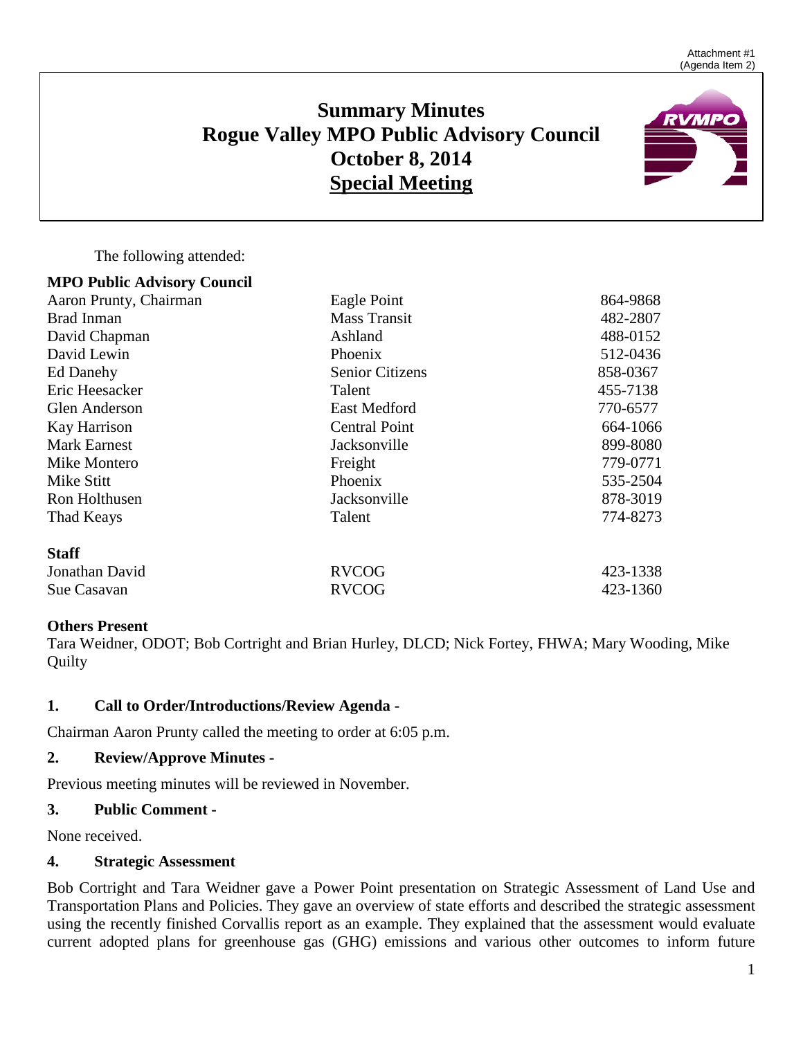Attachment #1
(Agenda Item 2)

# Summary Minutes
# Rogue Valley MPO Public Advisory Council
# October 8, 2014
# Special Meeting

The following attended:

| **MPO Public Advisory Council** | | |
|---|---|---|
| Aaron Prunty, Chairman | Eagle Point | 864-9868 |
| Brad Inman | Mass Transit | 482-2807 |
| David Chapman | Ashland | 488-0152 |
| David Lewin | Phoenix | 512-0436 |
| Ed Danehy | Senior Citizens | 858-0367 |
| Eric Heesacker | Talent | 455-7138 |
| Glen Anderson | East Medford | 770-6577 |
| Kay Harrison | Central Point | 664-1066 |
| Mark Earnest | Jacksonville | 899-8080 |
| Mike Montero | Freight | 779-0771 |
| Mike Stitt | Phoenix | 535-2504 |
| Ron Holthusen | Jacksonville | 878-3019 |
| Thad Keays | Talent | 774-8273 |
| **Staff** | | |
| Jonathan David | RVCOG | 423-1338 |
| Sue Casavan | RVCOG | 423-1360 |

**Others Present**

Tara Weidner, ODOT; Bob Cortright and Brian Hurley, DLCD; Nick Fortey, FHWA; Mary Wooding, Mike Quilty

### 1. Call to Order/Introductions/Review Agenda -

Chairman Aaron Prunty called the meeting to order at 6:05 p.m.

### 2. Review/Approve Minutes -

Previous meeting minutes will be reviewed in November.

### 3. Public Comment -

None received.

### 4. Strategic Assessment

Bob Cortright and Tara Weidner gave a Power Point presentation on Strategic Assessment of Land Use and Transportation Plans and Policies. They gave an overview of state efforts and described the strategic assessment using the recently finished Corvallis report as an example. They explained that the assessment would evaluate current adopted plans for greenhouse gas (GHG) emissions and various other outcomes to inform future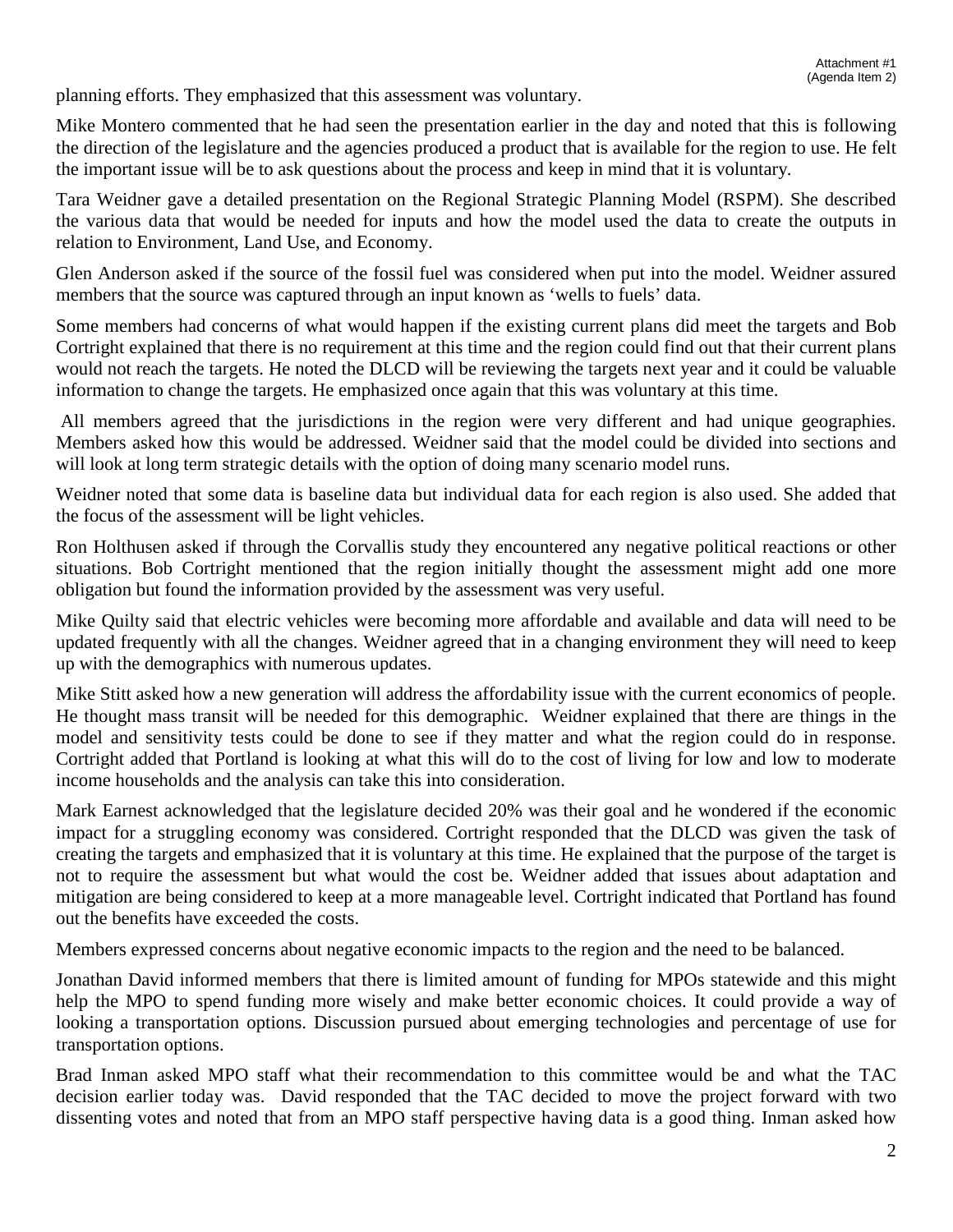planning efforts. They emphasized that this assessment was voluntary.

Mike Montero commented that he had seen the presentation earlier in the day and noted that this is following the direction of the legislature and the agencies produced a product that is available for the region to use. He felt the important issue will be to ask questions about the process and keep in mind that it is voluntary.

Tara Weidner gave a detailed presentation on the Regional Strategic Planning Model (RSPM). She described the various data that would be needed for inputs and how the model used the data to create the outputs in relation to Environment, Land Use, and Economy.

Glen Anderson asked if the source of the fossil fuel was considered when put into the model. Weidner assured members that the source was captured through an input known as 'wells to fuels' data.

Some members had concerns of what would happen if the existing current plans did meet the targets and Bob Cortright explained that there is no requirement at this time and the region could find out that their current plans would not reach the targets. He noted the DLCD will be reviewing the targets next year and it could be valuable information to change the targets. He emphasized once again that this was voluntary at this time.

All members agreed that the jurisdictions in the region were very different and had unique geographies. Members asked how this would be addressed. Weidner said that the model could be divided into sections and will look at long term strategic details with the option of doing many scenario model runs.

Weidner noted that some data is baseline data but individual data for each region is also used. She added that the focus of the assessment will be light vehicles.

Ron Holthusen asked if through the Corvallis study they encountered any negative political reactions or other situations. Bob Cortright mentioned that the region initially thought the assessment might add one more obligation but found the information provided by the assessment was very useful.

Mike Quilty said that electric vehicles were becoming more affordable and available and data will need to be updated frequently with all the changes. Weidner agreed that in a changing environment they will need to keep up with the demographics with numerous updates.

Mike Stitt asked how a new generation will address the affordability issue with the current economics of people. He thought mass transit will be needed for this demographic. Weidner explained that there are things in the model and sensitivity tests could be done to see if they matter and what the region could do in response. Cortright added that Portland is looking at what this will do to the cost of living for low and low to moderate income households and the analysis can take this into consideration.

Mark Earnest acknowledged that the legislature decided 20% was their goal and he wondered if the economic impact for a struggling economy was considered. Cortright responded that the DLCD was given the task of creating the targets and emphasized that it is voluntary at this time. He explained that the purpose of the target is not to require the assessment but what would the cost be. Weidner added that issues about adaptation and mitigation are being considered to keep at a more manageable level. Cortright indicated that Portland has found out the benefits have exceeded the costs.

Members expressed concerns about negative economic impacts to the region and the need to be balanced.

Jonathan David informed members that there is limited amount of funding for MPOs statewide and this might help the MPO to spend funding more wisely and make better economic choices. It could provide a way of looking a transportation options. Discussion pursued about emerging technologies and percentage of use for transportation options.

Brad Inman asked MPO staff what their recommendation to this committee would be and what the TAC decision earlier today was. David responded that the TAC decided to move the project forward with two dissenting votes and noted that from an MPO staff perspective having data is a good thing. Inman asked how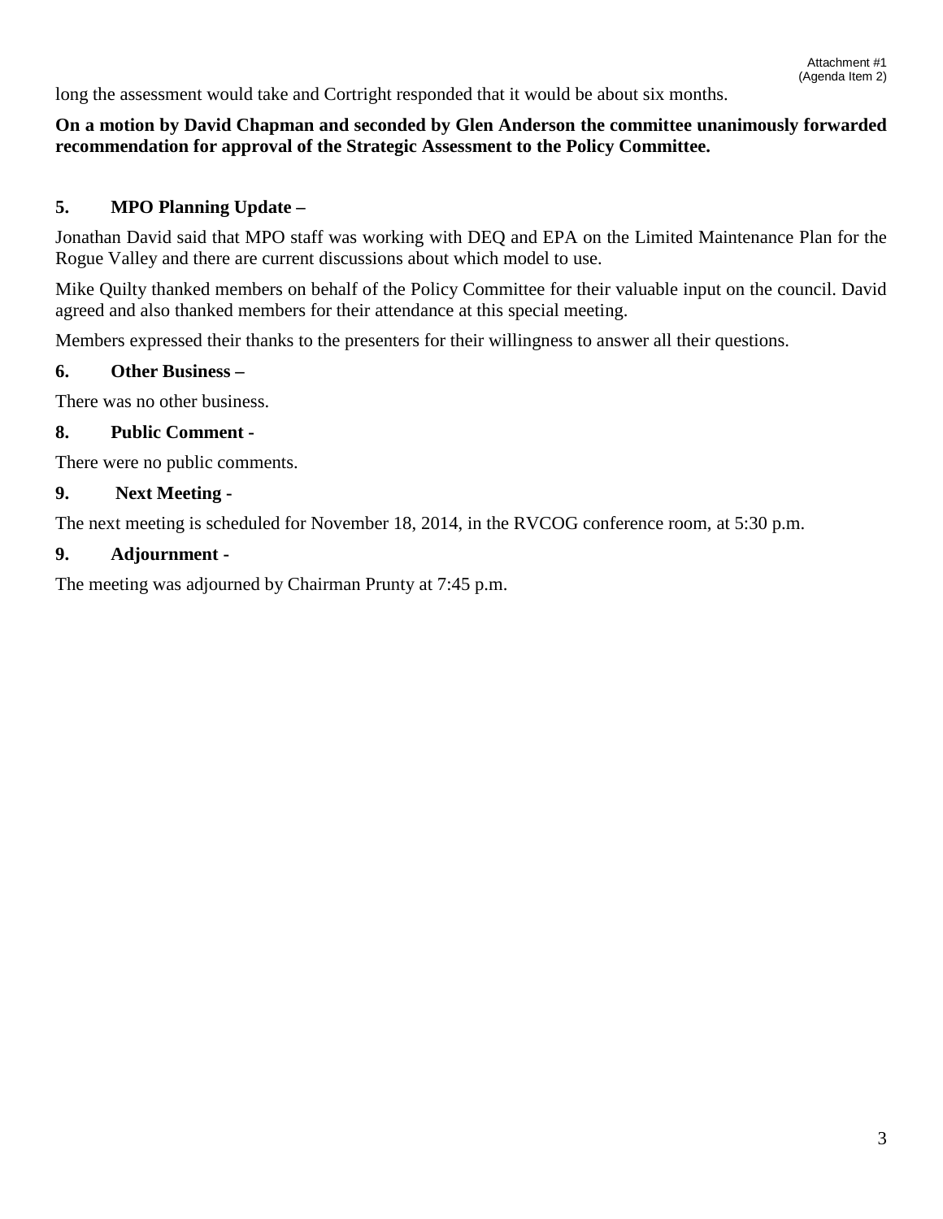long the assessment would take and Cortright responded that it would be about six months.

**On a motion by David Chapman and seconded by Glen Anderson the committee unanimously forwarded recommendation for approval of the Strategic Assessment to the Policy Committee.**

**5. MPO Planning Update –**

Jonathan David said that MPO staff was working with DEQ and EPA on the Limited Maintenance Plan for the Rogue Valley and there are current discussions about which model to use.

Mike Quilty thanked members on behalf of the Policy Committee for their valuable input on the council. David agreed and also thanked members for their attendance at this special meeting.

Members expressed their thanks to the presenters for their willingness to answer all their questions.

**6. Other Business –**

There was no other business.

**8. Public Comment -**

There were no public comments.

**9. Next Meeting -**

The next meeting is scheduled for November 18, 2014, in the RVCOG conference room, at 5:30 p.m.

**9. Adjournment -**

The meeting was adjourned by Chairman Prunty at 7:45 p.m.